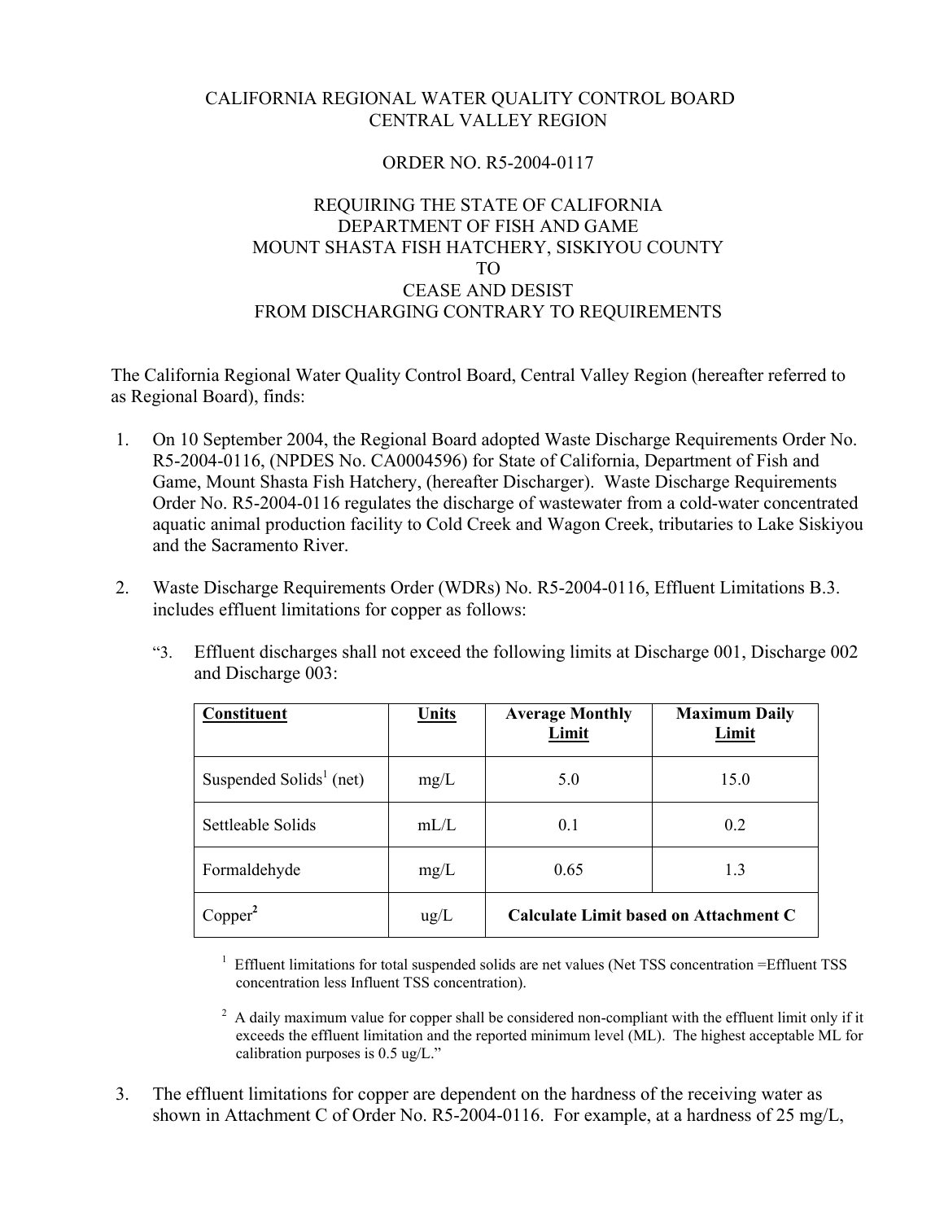CALIFORNIA REGIONAL WATER QUALITY CONTROL BOARD
CENTRAL VALLEY REGION

ORDER NO. R5-2004-0117

REQUIRING THE STATE OF CALIFORNIA
DEPARTMENT OF FISH AND GAME
MOUNT SHASTA FISH HATCHERY, SISKIYOU COUNTY
TO
CEASE AND DESIST
FROM DISCHARGING CONTRARY TO REQUIREMENTS

The California Regional Water Quality Control Board, Central Valley Region (hereafter referred to as Regional Board), finds:

1. On 10 September 2004, the Regional Board adopted Waste Discharge Requirements Order No. R5-2004-0116, (NPDES No. CA0004596) for State of California, Department of Fish and Game, Mount Shasta Fish Hatchery, (hereafter Discharger). Waste Discharge Requirements Order No. R5-2004-0116 regulates the discharge of wastewater from a cold-water concentrated aquatic animal production facility to Cold Creek and Wagon Creek, tributaries to Lake Siskiyou and the Sacramento River.

2. Waste Discharge Requirements Order (WDRs) No. R5-2004-0116, Effluent Limitations B.3. includes effluent limitations for copper as follows:

   "3. Effluent discharges shall not exceed the following limits at Discharge 001, Discharge 002 and Discharge 003:

| Constituent | Units | Average Monthly Limit | Maximum Daily Limit |
|---|---|---|---|
| Suspended Solids[1] (net) | mg/L | 5.0 | 15.0 |
| Settleable Solids | mL/L | 0.1 | 0.2 |
| Formaldehyde | mg/L | 0.65 | 1.3 |
| Copper[2] | ug/L | **Calculate Limit based on Attachment C** | |

   [1] Effluent limitations for total suspended solids are net values (Net TSS concentration =Effluent TSS concentration less Influent TSS concentration).

   [2] A daily maximum value for copper shall be considered non-compliant with the effluent limit only if it exceeds the effluent limitation and the reported minimum level (ML). The highest acceptable ML for calibration purposes is 0.5 ug/L."

3. The effluent limitations for copper are dependent on the hardness of the receiving water as shown in Attachment C of Order No. R5-2004-0116. For example, at a hardness of 25 mg/L,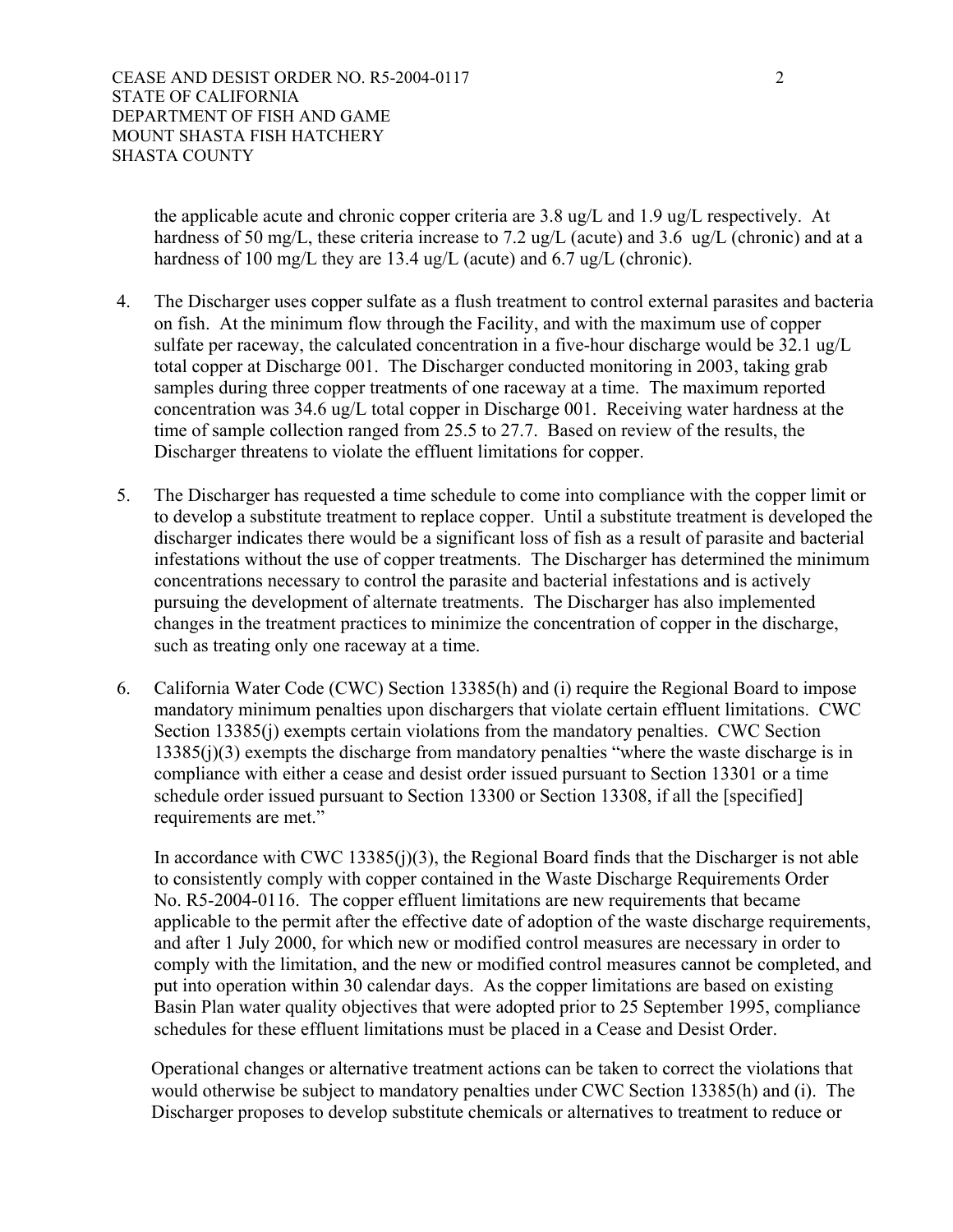the applicable acute and chronic copper criteria are 3.8 ug/L and 1.9 ug/L respectively. At hardness of 50 mg/L, these criteria increase to 7.2 ug/L (acute) and 3.6 ug/L (chronic) and at a hardness of 100 mg/L they are 13.4 ug/L (acute) and 6.7 ug/L (chronic).

4. The Discharger uses copper sulfate as a flush treatment to control external parasites and bacteria on fish. At the minimum flow through the Facility, and with the maximum use of copper sulfate per raceway, the calculated concentration in a five-hour discharge would be 32.1 ug/L total copper at Discharge 001. The Discharger conducted monitoring in 2003, taking grab samples during three copper treatments of one raceway at a time. The maximum reported concentration was 34.6 ug/L total copper in Discharge 001. Receiving water hardness at the time of sample collection ranged from 25.5 to 27.7. Based on review of the results, the Discharger threatens to violate the effluent limitations for copper.

5. The Discharger has requested a time schedule to come into compliance with the copper limit or to develop a substitute treatment to replace copper. Until a substitute treatment is developed the discharger indicates there would be a significant loss of fish as a result of parasite and bacterial infestations without the use of copper treatments. The Discharger has determined the minimum concentrations necessary to control the parasite and bacterial infestations and is actively pursuing the development of alternate treatments. The Discharger has also implemented changes in the treatment practices to minimize the concentration of copper in the discharge, such as treating only one raceway at a time.

6. California Water Code (CWC) Section 13385(h) and (i) require the Regional Board to impose mandatory minimum penalties upon dischargers that violate certain effluent limitations. CWC Section 13385(j) exempts certain violations from the mandatory penalties. CWC Section 13385(j)(3) exempts the discharge from mandatory penalties "where the waste discharge is in compliance with either a cease and desist order issued pursuant to Section 13301 or a time schedule order issued pursuant to Section 13300 or Section 13308, if all the [specified] requirements are met."

   In accordance with CWC 13385(j)(3), the Regional Board finds that the Discharger is not able to consistently comply with copper contained in the Waste Discharge Requirements Order No. R5-2004-0116. The copper effluent limitations are new requirements that became applicable to the permit after the effective date of adoption of the waste discharge requirements, and after 1 July 2000, for which new or modified control measures are necessary in order to comply with the limitation, and the new or modified control measures cannot be completed, and put into operation within 30 calendar days. As the copper limitations are based on existing Basin Plan water quality objectives that were adopted prior to 25 September 1995, compliance schedules for these effluent limitations must be placed in a Cease and Desist Order.

   Operational changes or alternative treatment actions can be taken to correct the violations that would otherwise be subject to mandatory penalties under CWC Section 13385(h) and (i). The Discharger proposes to develop substitute chemicals or alternatives to treatment to reduce or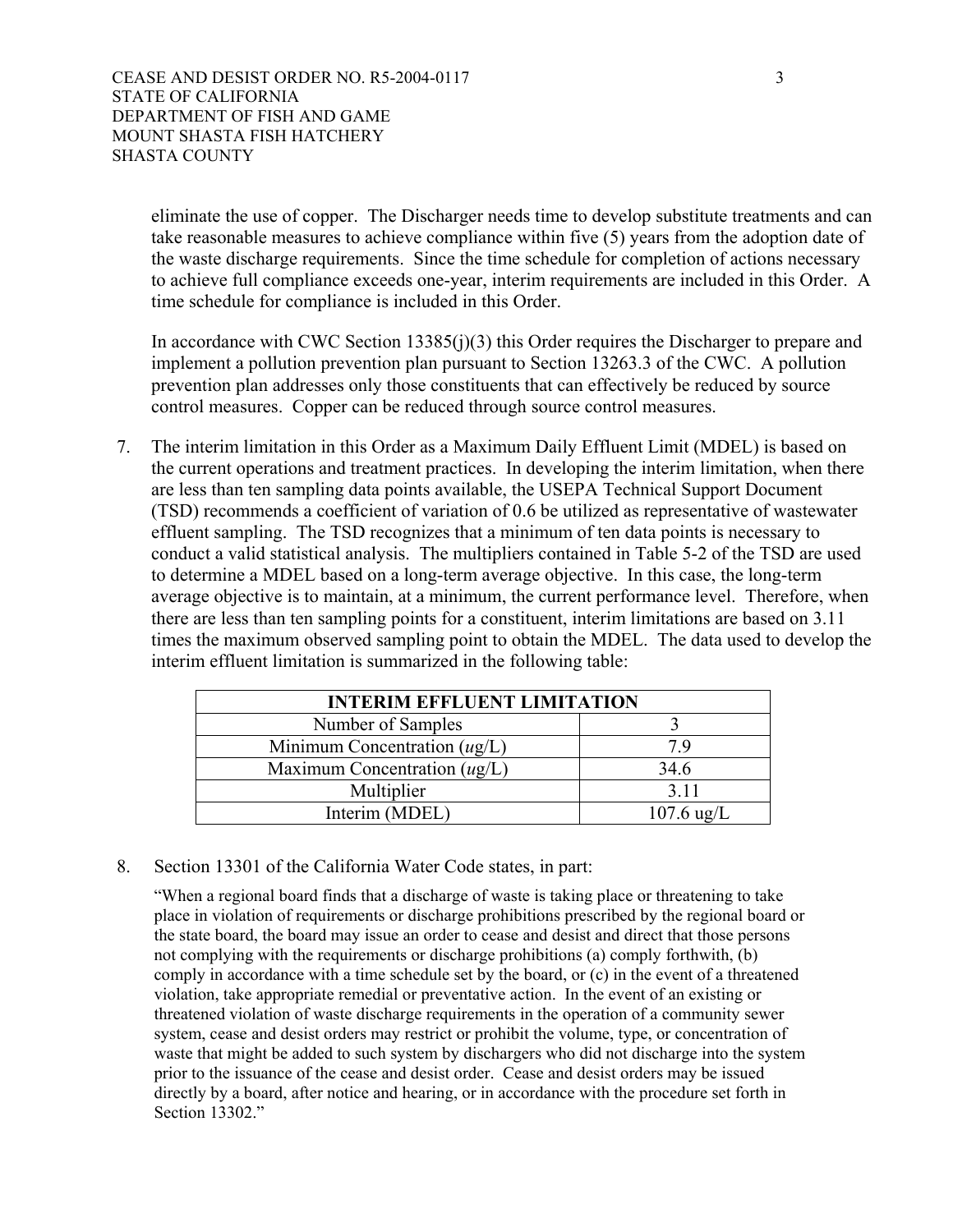eliminate the use of copper. The Discharger needs time to develop substitute treatments and can take reasonable measures to achieve compliance within five (5) years from the adoption date of the waste discharge requirements. Since the time schedule for completion of actions necessary to achieve full compliance exceeds one-year, interim requirements are included in this Order. A time schedule for compliance is included in this Order.

In accordance with CWC Section 13385(j)(3) this Order requires the Discharger to prepare and implement a pollution prevention plan pursuant to Section 13263.3 of the CWC. A pollution prevention plan addresses only those constituents that can effectively be reduced by source control measures. Copper can be reduced through source control measures.

7. The interim limitation in this Order as a Maximum Daily Effluent Limit (MDEL) is based on the current operations and treatment practices. In developing the interim limitation, when there are less than ten sampling data points available, the USEPA Technical Support Document (TSD) recommends a coefficient of variation of 0.6 be utilized as representative of wastewater effluent sampling. The TSD recognizes that a minimum of ten data points is necessary to conduct a valid statistical analysis. The multipliers contained in Table 5-2 of the TSD are used to determine a MDEL based on a long-term average objective. In this case, the long-term average objective is to maintain, at a minimum, the current performance level. Therefore, when there are less than ten sampling points for a constituent, interim limitations are based on 3.11 times the maximum observed sampling point to obtain the MDEL. The data used to develop the interim effluent limitation is summarized in the following table:

| INTERIM EFFLUENT LIMITATION | |
|---|---|
| Number of Samples | 3 |
| Minimum Concentration (*u*g/L) | 7.9 |
| Maximum Concentration (*u*g/L) | 34.6 |
| Multiplier | 3.11 |
| Interim (MDEL) | 107.6 ug/L |

8. Section 13301 of the California Water Code states, in part:

   "When a regional board finds that a discharge of waste is taking place or threatening to take place in violation of requirements or discharge prohibitions prescribed by the regional board or the state board, the board may issue an order to cease and desist and direct that those persons not complying with the requirements or discharge prohibitions (a) comply forthwith, (b) comply in accordance with a time schedule set by the board, or (c) in the event of a threatened violation, take appropriate remedial or preventative action. In the event of an existing or threatened violation of waste discharge requirements in the operation of a community sewer system, cease and desist orders may restrict or prohibit the volume, type, or concentration of waste that might be added to such system by dischargers who did not discharge into the system prior to the issuance of the cease and desist order. Cease and desist orders may be issued directly by a board, after notice and hearing, or in accordance with the procedure set forth in Section 13302."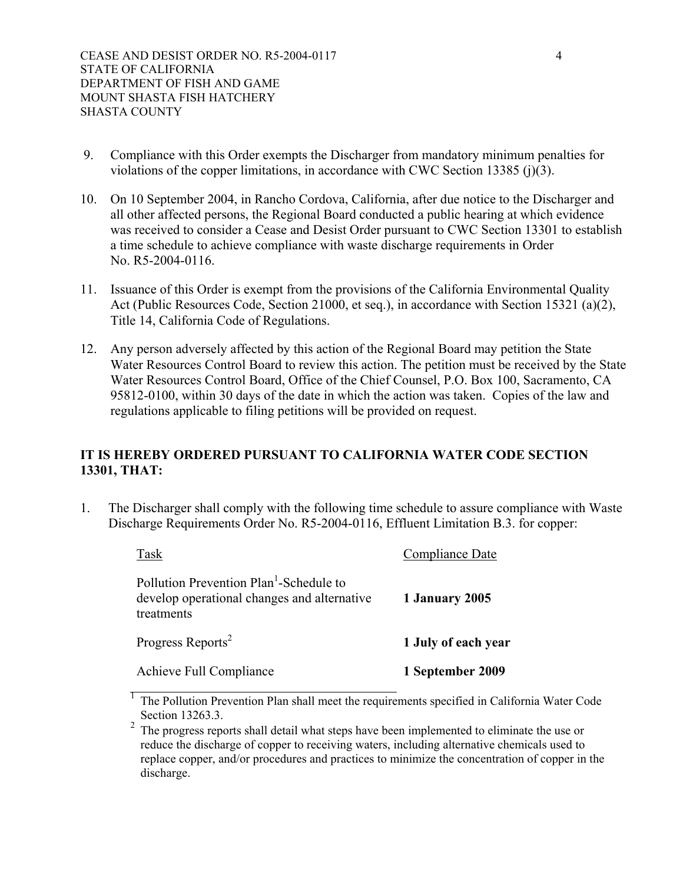9. Compliance with this Order exempts the Discharger from mandatory minimum penalties for violations of the copper limitations, in accordance with CWC Section 13385 (j)(3).

10. On 10 September 2004, in Rancho Cordova, California, after due notice to the Discharger and all other affected persons, the Regional Board conducted a public hearing at which evidence was received to consider a Cease and Desist Order pursuant to CWC Section 13301 to establish a time schedule to achieve compliance with waste discharge requirements in Order No. R5-2004-0116.

11. Issuance of this Order is exempt from the provisions of the California Environmental Quality Act (Public Resources Code, Section 21000, et seq.), in accordance with Section 15321 (a)(2), Title 14, California Code of Regulations.

12. Any person adversely affected by this action of the Regional Board may petition the State Water Resources Control Board to review this action. The petition must be received by the State Water Resources Control Board, Office of the Chief Counsel, P.O. Box 100, Sacramento, CA 95812-0100, within 30 days of the date in which the action was taken. Copies of the law and regulations applicable to filing petitions will be provided on request.

**IT IS HEREBY ORDERED PURSUANT TO CALIFORNIA WATER CODE SECTION 13301, THAT:**

1. The Discharger shall comply with the following time schedule to assure compliance with Waste Discharge Requirements Order No. R5-2004-0116, Effluent Limitation B.3. for copper:

| Task | Compliance Date |
|---|---|
| Pollution Prevention Plan[1]-Schedule to develop operational changes and alternative treatments | **1 January 2005** |
| Progress Reports[2] | **1 July of each year** |
| Achieve Full Compliance | **1 September 2009** |

[1] The Pollution Prevention Plan shall meet the requirements specified in California Water Code Section 13263.3.

[2] The progress reports shall detail what steps have been implemented to eliminate the use or reduce the discharge of copper to receiving waters, including alternative chemicals used to replace copper, and/or procedures and practices to minimize the concentration of copper in the discharge.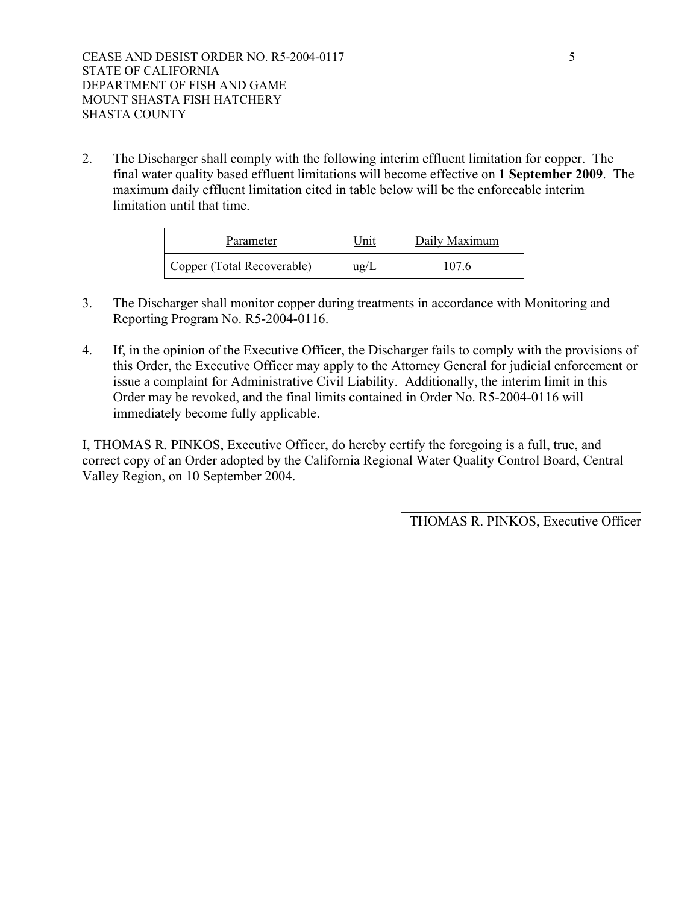2. The Discharger shall comply with the following interim effluent limitation for copper. The final water quality based effluent limitations will become effective on **1 September 2009**. The maximum daily effluent limitation cited in table below will be the enforceable interim limitation until that time.

| Parameter | Unit | Daily Maximum |
|---|---|---|
| Copper (Total Recoverable) | ug/L | 107.6 |

3. The Discharger shall monitor copper during treatments in accordance with Monitoring and Reporting Program No. R5-2004-0116.

4. If, in the opinion of the Executive Officer, the Discharger fails to comply with the provisions of this Order, the Executive Officer may apply to the Attorney General for judicial enforcement or issue a complaint for Administrative Civil Liability. Additionally, the interim limit in this Order may be revoked, and the final limits contained in Order No. R5-2004-0116 will immediately become fully applicable.

I, THOMAS R. PINKOS, Executive Officer, do hereby certify the foregoing is a full, true, and correct copy of an Order adopted by the California Regional Water Quality Control Board, Central Valley Region, on 10 September 2004.

\_\_\_\_\_\_\_\_\_\_\_\_\_\_\_\_\_\_\_\_\_\_\_\_\_\_\_\_\_\_\_\_\_\_\_

THOMAS R. PINKOS, Executive Officer